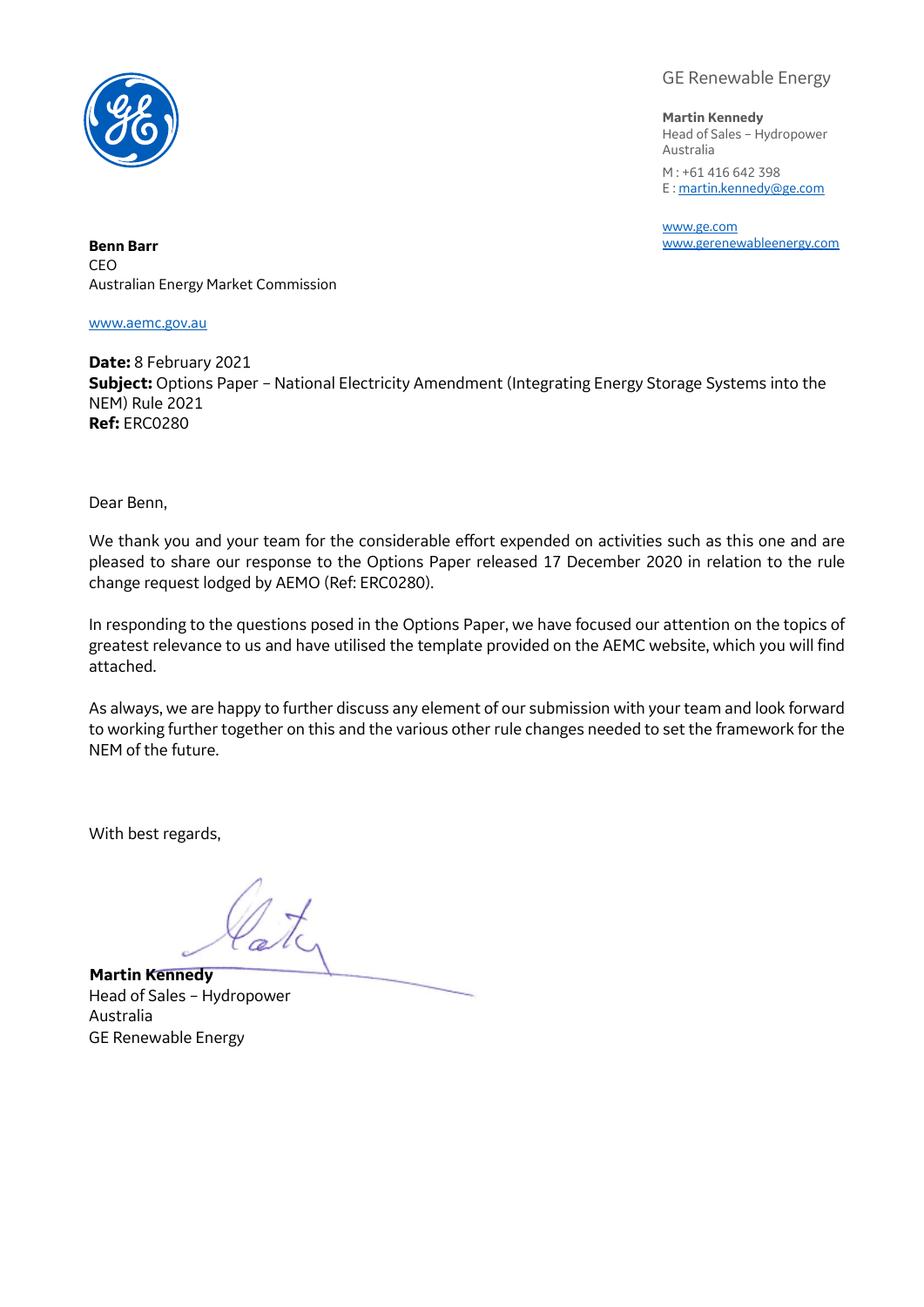GE Renewable Energy

**Martin Kennedy**
Head of Sales – Hydropower
Australia

M : +61 416 642 398
E : martin.kennedy@ge.com

www.ge.com
www.gerenewableenergy.com

**Benn Barr**
CEO
Australian Energy Market Commission

www.aemc.gov.au

**Date:** 8 February 2021
**Subject:** Options Paper – National Electricity Amendment (Integrating Energy Storage Systems into the NEM) Rule 2021
**Ref:** ERC0280

Dear Benn,

We thank you and your team for the considerable effort expended on activities such as this one and are pleased to share our response to the Options Paper released 17 December 2020 in relation to the rule change request lodged by AEMO (Ref: ERC0280).

In responding to the questions posed in the Options Paper, we have focused our attention on the topics of greatest relevance to us and have utilised the template provided on the AEMC website, which you will find attached.

As always, we are happy to further discuss any element of our submission with your team and look forward to working further together on this and the various other rule changes needed to set the framework for the NEM of the future.

With best regards,

**Martin Kennedy**
Head of Sales – Hydropower
Australia
GE Renewable Energy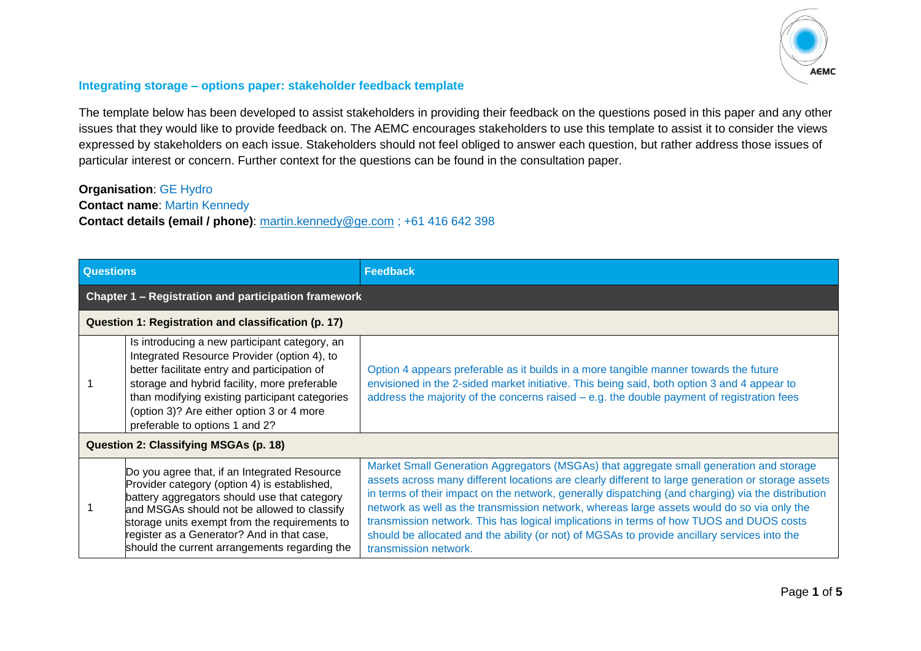## Integrating storage – options paper: stakeholder feedback template

The template below has been developed to assist stakeholders in providing their feedback on the questions posed in this paper and any other issues that they would like to provide feedback on. The AEMC encourages stakeholders to use this template to assist it to consider the views expressed by stakeholders on each issue. Stakeholders should not feel obliged to answer each question, but rather address those issues of particular interest or concern. Further context for the questions can be found in the consultation paper.

**Organisation**: GE Hydro
**Contact name**: Martin Kennedy
**Contact details (email / phone)**: martin.kennedy@ge.com ; +61 416 642 398

| Questions | | Feedback |
|---|---|---|
| **Chapter 1 – Registration and participation framework** | | |
| **Question 1: Registration and classification (p. 17)** | | |
| 1 | Is introducing a new participant category, an Integrated Resource Provider (option 4), to better facilitate entry and participation of storage and hybrid facility, more preferable than modifying existing participant categories (option 3)? Are either option 3 or 4 more preferable to options 1 and 2? | Option 4 appears preferable as it builds in a more tangible manner towards the future envisioned in the 2-sided market initiative. This being said, both option 3 and 4 appear to address the majority of the concerns raised – e.g. the double payment of registration fees |
| **Question 2: Classifying MSGAs (p. 18)** | | |
| 1 | Do you agree that, if an Integrated Resource Provider category (option 4) is established, battery aggregators should use that category and MSGAs should not be allowed to classify storage units exempt from the requirements to register as a Generator? And in that case, should the current arrangements regarding the | Market Small Generation Aggregators (MSGAs) that aggregate small generation and storage assets across many different locations are clearly different to large generation or storage assets in terms of their impact on the network, generally dispatching (and charging) via the distribution network as well as the transmission network, whereas large assets would do so via only the transmission network. This has logical implications in terms of how TUOS and DUOS costs should be allocated and the ability (or not) of MGSAs to provide ancillary services into the transmission network. |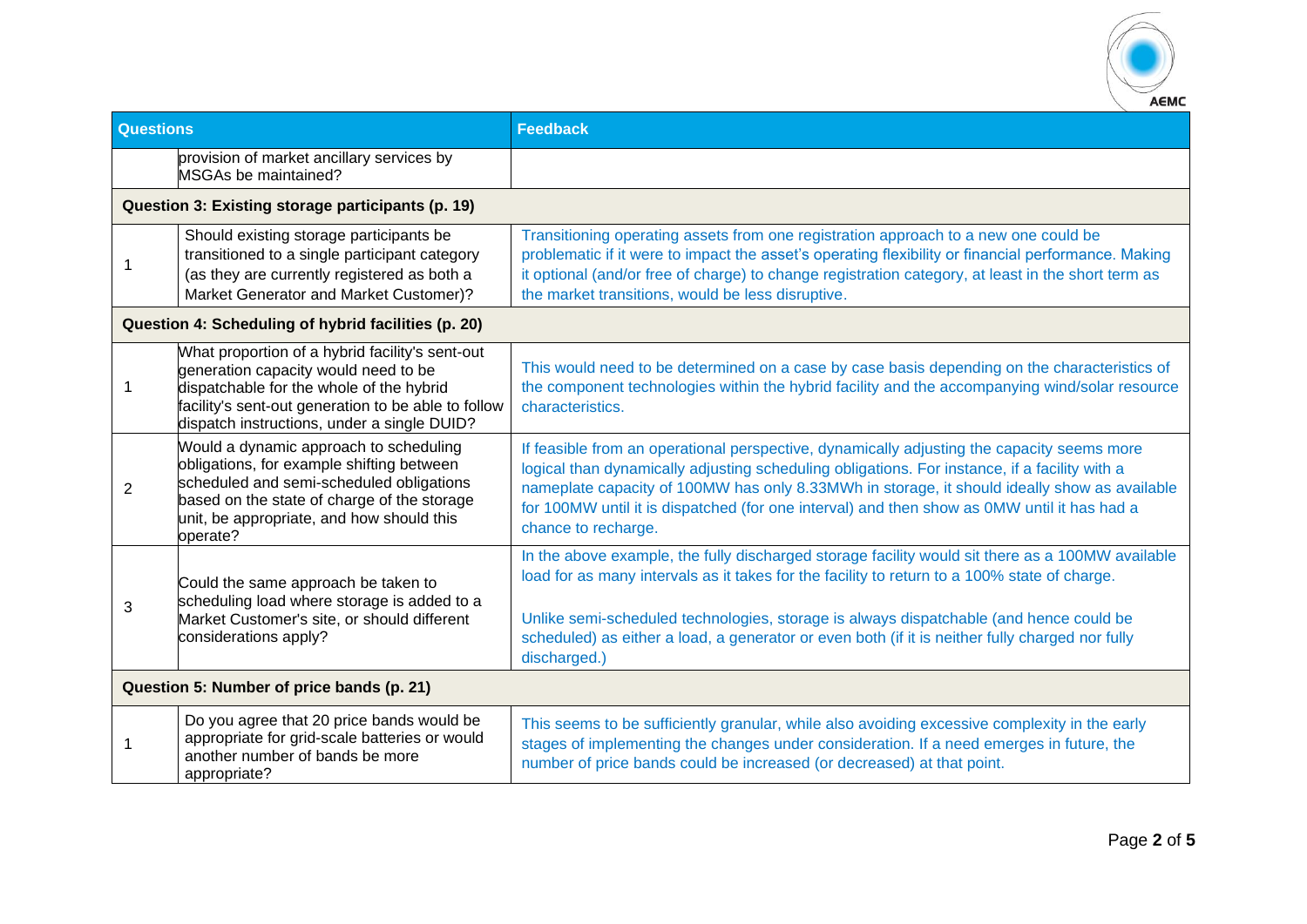| Questions | | Feedback |
|---|---|---|
| | provision of market ancillary services by MSGAs be maintained? | |
| **Question 3: Existing storage participants (p. 19)** | | |
| 1 | Should existing storage participants be transitioned to a single participant category (as they are currently registered as both a Market Generator and Market Customer)? | Transitioning operating assets from one registration approach to a new one could be problematic if it were to impact the asset's operating flexibility or financial performance. Making it optional (and/or free of charge) to change registration category, at least in the short term as the market transitions, would be less disruptive. |
| **Question 4: Scheduling of hybrid facilities (p. 20)** | | |
| 1 | What proportion of a hybrid facility's sent-out generation capacity would need to be dispatchable for the whole of the hybrid facility's sent-out generation to be able to follow dispatch instructions, under a single DUID? | This would need to be determined on a case by case basis depending on the characteristics of the component technologies within the hybrid facility and the accompanying wind/solar resource characteristics. |
| 2 | Would a dynamic approach to scheduling obligations, for example shifting between scheduled and semi-scheduled obligations based on the state of charge of the storage unit, be appropriate, and how should this operate? | If feasible from an operational perspective, dynamically adjusting the capacity seems more logical than dynamically adjusting scheduling obligations. For instance, if a facility with a nameplate capacity of 100MW has only 8.33MWh in storage, it should ideally show as available for 100MW until it is dispatched (for one interval) and then show as 0MW until it has had a chance to recharge. |
| 3 | Could the same approach be taken to scheduling load where storage is added to a Market Customer's site, or should different considerations apply? | In the above example, the fully discharged storage facility would sit there as a 100MW available load for as many intervals as it takes for the facility to return to a 100% state of charge.<br><br>Unlike semi-scheduled technologies, storage is always dispatchable (and hence could be scheduled) as either a load, a generator or even both (if it is neither fully charged nor fully discharged.) |
| **Question 5: Number of price bands (p. 21)** | | |
| 1 | Do you agree that 20 price bands would be appropriate for grid-scale batteries or would another number of bands be more appropriate? | This seems to be sufficiently granular, while also avoiding excessive complexity in the early stages of implementing the changes under consideration. If a need emerges in future, the number of price bands could be increased (or decreased) at that point. |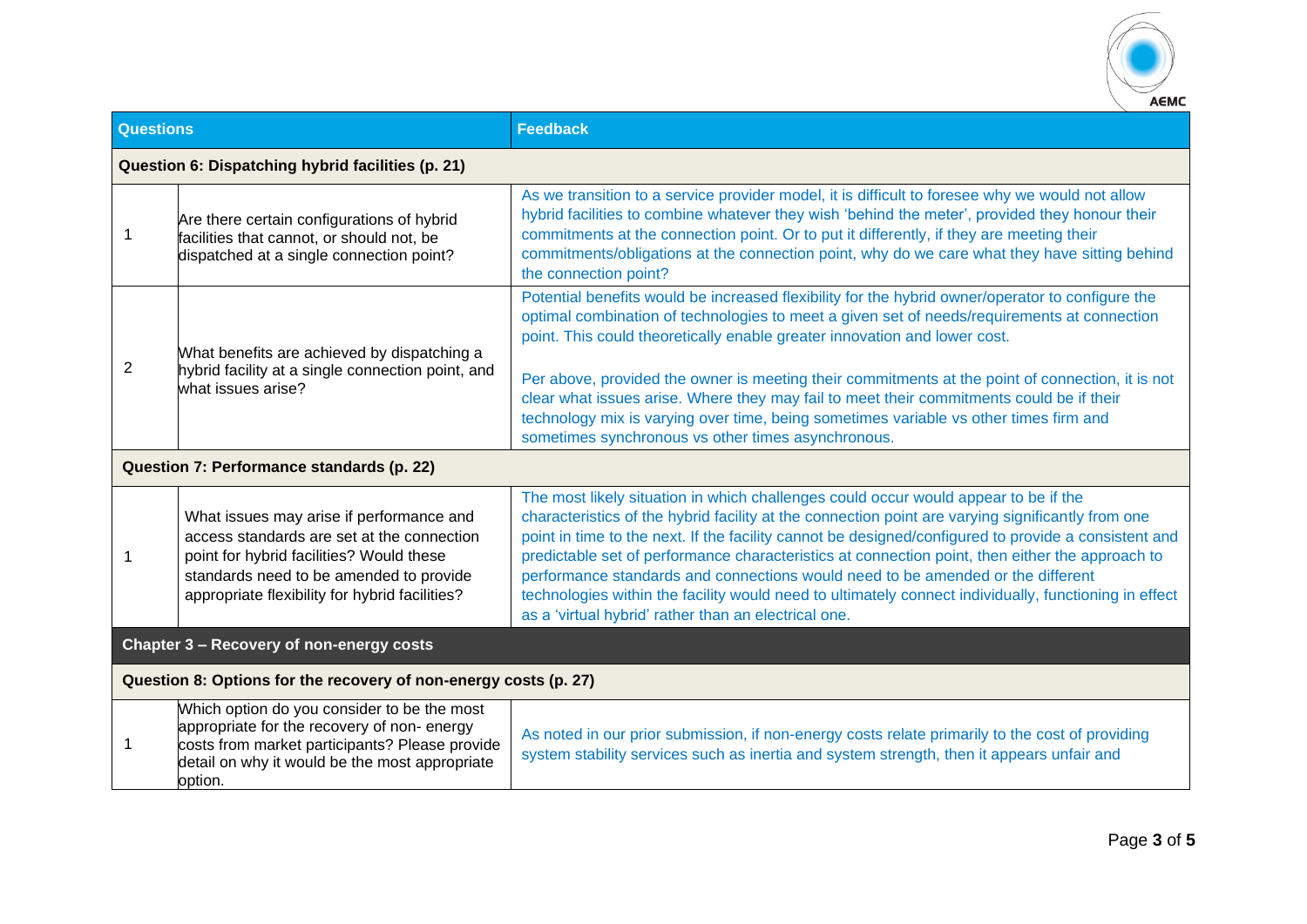| Questions | | Feedback |
|---|---|---|
| **Question 6: Dispatching hybrid facilities (p. 21)** | | |
| 1 | Are there certain configurations of hybrid facilities that cannot, or should not, be dispatched at a single connection point? | As we transition to a service provider model, it is difficult to foresee why we would not allow hybrid facilities to combine whatever they wish 'behind the meter', provided they honour their commitments at the connection point. Or to put it differently, if they are meeting their commitments/obligations at the connection point, why do we care what they have sitting behind the connection point? |
| 2 | What benefits are achieved by dispatching a hybrid facility at a single connection point, and what issues arise? | Potential benefits would be increased flexibility for the hybrid owner/operator to configure the optimal combination of technologies to meet a given set of needs/requirements at connection point. This could theoretically enable greater innovation and lower cost.<br><br>Per above, provided the owner is meeting their commitments at the point of connection, it is not clear what issues arise. Where they may fail to meet their commitments could be if their technology mix is varying over time, being sometimes variable vs other times firm and sometimes synchronous vs other times asynchronous. |
| **Question 7: Performance standards (p. 22)** | | |
| 1 | What issues may arise if performance and access standards are set at the connection point for hybrid facilities? Would these standards need to be amended to provide appropriate flexibility for hybrid facilities? | The most likely situation in which challenges could occur would appear to be if the characteristics of the hybrid facility at the connection point are varying significantly from one point in time to the next. If the facility cannot be designed/configured to provide a consistent and predictable set of performance characteristics at connection point, then either the approach to performance standards and connections would need to be amended or the different technologies within the facility would need to ultimately connect individually, functioning in effect as a 'virtual hybrid' rather than an electrical one. |
| **Chapter 3 – Recovery of non-energy costs** | | |
| **Question 8: Options for the recovery of non-energy costs (p. 27)** | | |
| 1 | Which option do you consider to be the most appropriate for the recovery of non- energy costs from market participants? Please provide detail on why it would be the most appropriate option. | As noted in our prior submission, if non-energy costs relate primarily to the cost of providing system stability services such as inertia and system strength, then it appears unfair and |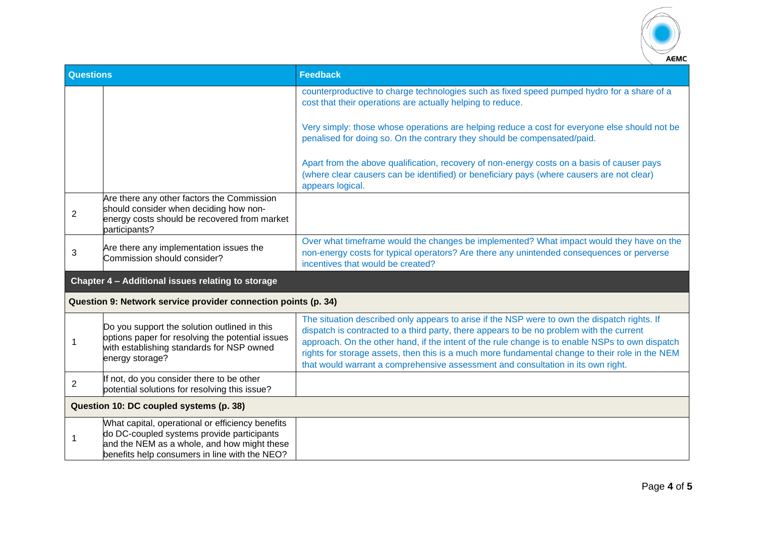| Questions | | Feedback |
|---|---|---|
| | | counterproductive to charge technologies such as fixed speed pumped hydro for a share of a cost that their operations are actually helping to reduce.<br><br>Very simply: those whose operations are helping reduce a cost for everyone else should not be penalised for doing so. On the contrary they should be compensated/paid.<br><br>Apart from the above qualification, recovery of non-energy costs on a basis of causer pays (where clear causers can be identified) or beneficiary pays (where causers are not clear) appears logical. |
| 2 | Are there any other factors the Commission should consider when deciding how non-energy costs should be recovered from market participants? | |
| 3 | Are there any implementation issues the Commission should consider? | Over what timeframe would the changes be implemented? What impact would they have on the non-energy costs for typical operators? Are there any unintended consequences or perverse incentives that would be created? |
| **Chapter 4 – Additional issues relating to storage** | | |
| **Question 9: Network service provider connection points (p. 34)** | | |
| 1 | Do you support the solution outlined in this options paper for resolving the potential issues with establishing standards for NSP owned energy storage? | The situation described only appears to arise if the NSP were to own the dispatch rights. If dispatch is contracted to a third party, there appears to be no problem with the current approach. On the other hand, if the intent of the rule change is to enable NSPs to own dispatch rights for storage assets, then this is a much more fundamental change to their role in the NEM that would warrant a comprehensive assessment and consultation in its own right. |
| 2 | If not, do you consider there to be other potential solutions for resolving this issue? | |
| **Question 10: DC coupled systems (p. 38)** | | |
| 1 | What capital, operational or efficiency benefits do DC-coupled systems provide participants and the NEM as a whole, and how might these benefits help consumers in line with the NEO? | |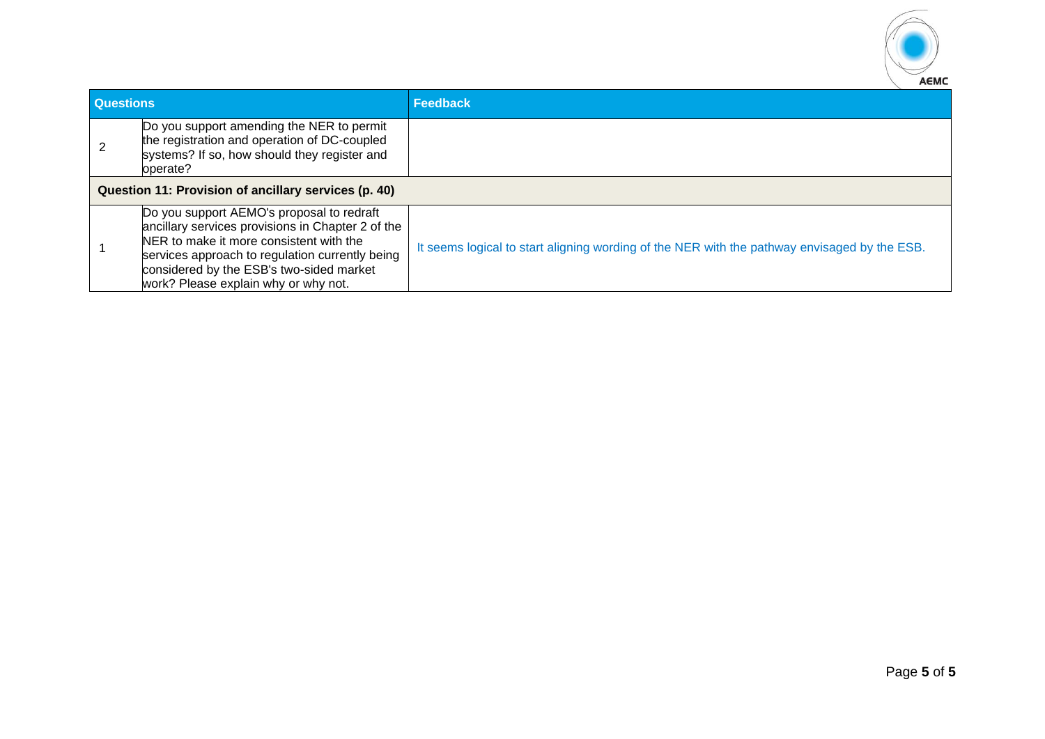| Questions | | Feedback |
|---|---|---|
| 2 | Do you support amending the NER to permit the registration and operation of DC-coupled systems? If so, how should they register and operate? | |
| **Question 11: Provision of ancillary services (p. 40)** | | |
| 1 | Do you support AEMO's proposal to redraft ancillary services provisions in Chapter 2 of the NER to make it more consistent with the services approach to regulation currently being considered by the ESB's two-sided market work? Please explain why or why not. | It seems logical to start aligning wording of the NER with the pathway envisaged by the ESB. |